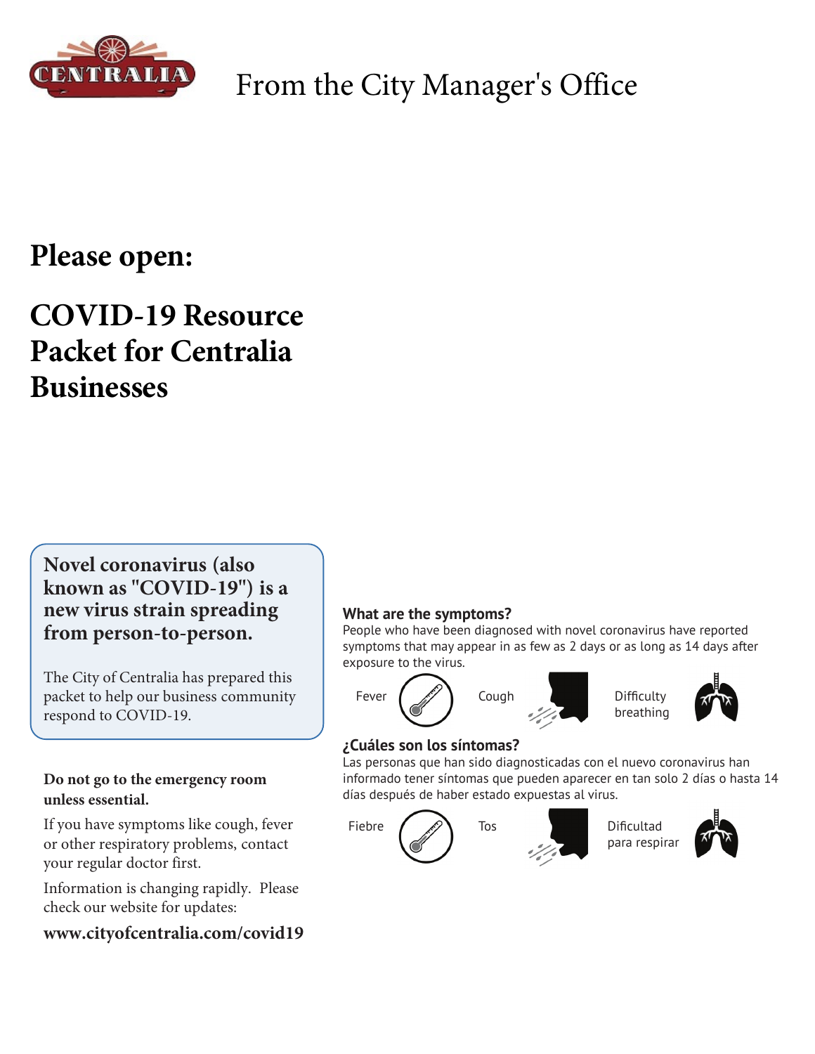From the City Manager's Office

# Please open:

# COVID-19 Resource Packet for Centralia Businesses

**Novel coronavirus (also known as "COVID-19") is a new virus strain spreading from person-to-person.**

The City of Centralia has prepared this packet to help our business community respond to COVID-19.

**Do not go to the emergency room unless essential.**

If you have symptoms like cough, fever or other respiratory problems, contact your regular doctor first.

Information is changing rapidly. Please check our website for updates:

**www.cityofcentralia.com/covid19**

### What are the symptoms?

People who have been diagnosed with novel coronavirus have reported symptoms that may appear in as few as 2 days or as long as 14 days after exposure to the virus.

Fever | Cough | Difficulty breathing

### ¿Cuáles son los síntomas?

Las personas que han sido diagnosticadas con el nuevo coronavirus han informado tener síntomas que pueden aparecer en tan solo 2 días o hasta 14 días después de haber estado expuestas al virus.

Fiebre | Tos | Dificultad para respirar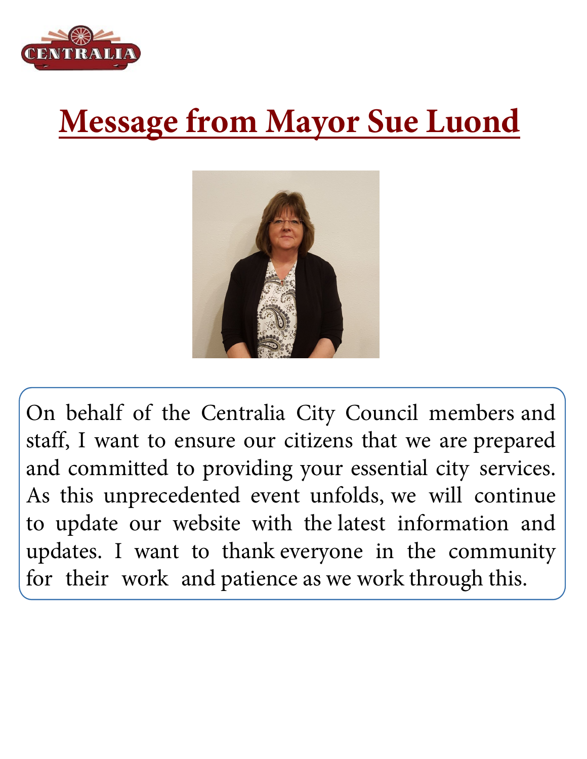# Message from Mayor Sue Luond

On behalf of the Centralia City Council members and staff, I want to ensure our citizens that we are prepared and committed to providing your essential city services. As this unprecedented event unfolds, we will continue to update our website with the latest information and updates. I want to thank everyone in the community for their work and patience as we work through this.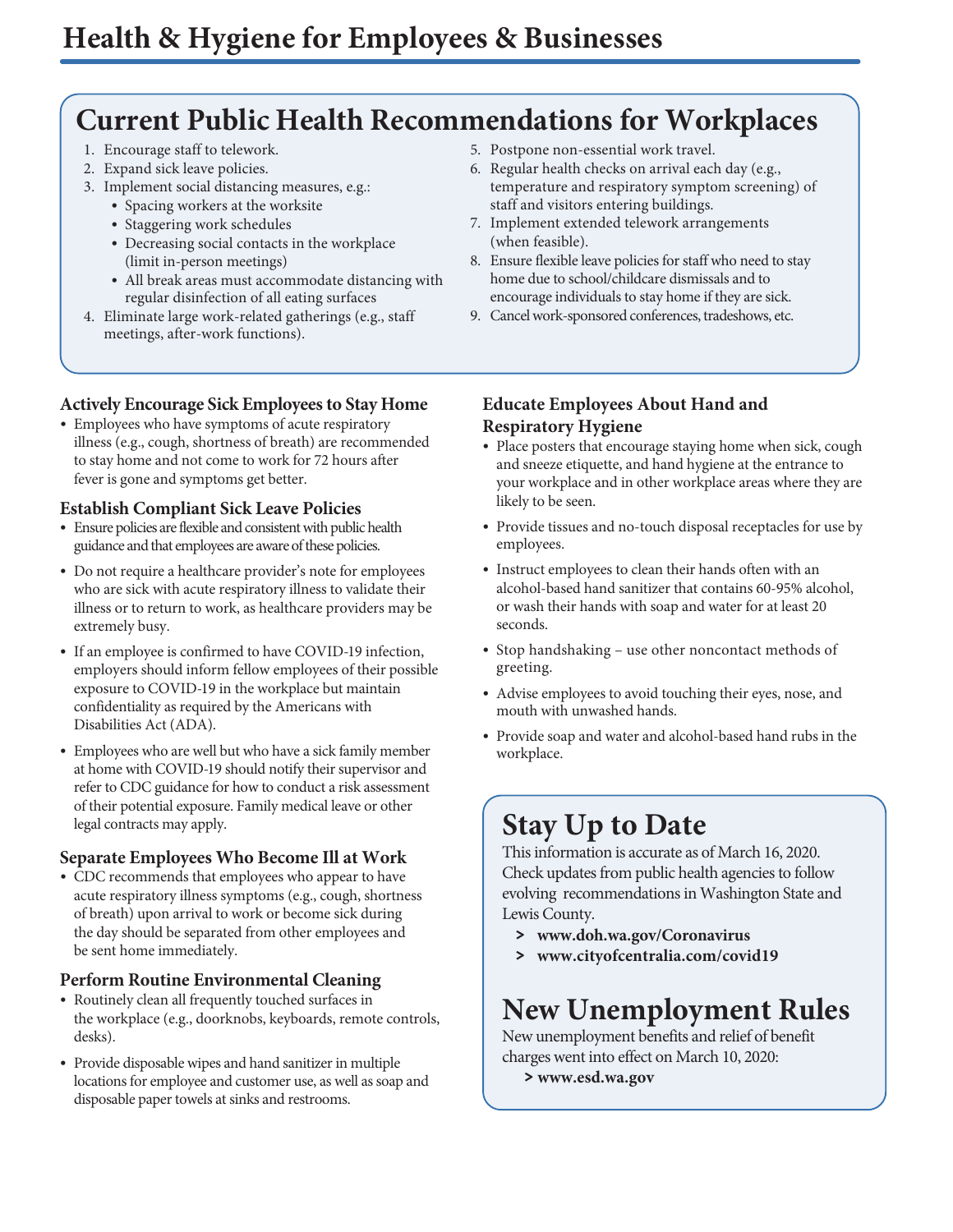# Health & Hygiene for Employees & Businesses

## Current Public Health Recommendations for Workplaces

1. Encourage staff to telework.
2. Expand sick leave policies.
3. Implement social distancing measures, e.g.:
   - Spacing workers at the worksite
   - Staggering work schedules
   - Decreasing social contacts in the workplace (limit in-person meetings)
   - All break areas must accommodate distancing with regular disinfection of all eating surfaces
4. Eliminate large work-related gatherings (e.g., staff meetings, after-work functions).
5. Postpone non-essential work travel.
6. Regular health checks on arrival each day (e.g., temperature and respiratory symptom screening) of staff and visitors entering buildings.
7. Implement extended telework arrangements (when feasible).
8. Ensure flexible leave policies for staff who need to stay home due to school/childcare dismissals and to encourage individuals to stay home if they are sick.
9. Cancel work-sponsored conferences, tradeshows, etc.

### Actively Encourage Sick Employees to Stay Home

- Employees who have symptoms of acute respiratory illness (e.g., cough, shortness of breath) are recommended to stay home and not come to work for 72 hours after fever is gone and symptoms get better.

### Establish Compliant Sick Leave Policies

- Ensure policies are flexible and consistent with public health guidance and that employees are aware of these policies.
- Do not require a healthcare provider's note for employees who are sick with acute respiratory illness to validate their illness or to return to work, as healthcare providers may be extremely busy.
- If an employee is confirmed to have COVID-19 infection, employers should inform fellow employees of their possible exposure to COVID-19 in the workplace but maintain confidentiality as required by the Americans with Disabilities Act (ADA).
- Employees who are well but who have a sick family member at home with COVID-19 should notify their supervisor and refer to CDC guidance for how to conduct a risk assessment of their potential exposure. Family medical leave or other legal contracts may apply.

### Separate Employees Who Become Ill at Work

- CDC recommends that employees who appear to have acute respiratory illness symptoms (e.g., cough, shortness of breath) upon arrival to work or become sick during the day should be separated from other employees and be sent home immediately.

### Perform Routine Environmental Cleaning

- Routinely clean all frequently touched surfaces in the workplace (e.g., doorknobs, keyboards, remote controls, desks).
- Provide disposable wipes and hand sanitizer in multiple locations for employee and customer use, as well as soap and disposable paper towels at sinks and restrooms.

### Educate Employees About Hand and Respiratory Hygiene

- Place posters that encourage staying home when sick, cough and sneeze etiquette, and hand hygiene at the entrance to your workplace and in other workplace areas where they are likely to be seen.
- Provide tissues and no-touch disposal receptacles for use by employees.
- Instruct employees to clean their hands often with an alcohol-based hand sanitizer that contains 60-95% alcohol, or wash their hands with soap and water for at least 20 seconds.
- Stop handshaking – use other noncontact methods of greeting.
- Advise employees to avoid touching their eyes, nose, and mouth with unwashed hands.
- Provide soap and water and alcohol-based hand rubs in the workplace.

## Stay Up to Date

This information is accurate as of March 16, 2020. Check updates from public health agencies to follow evolving recommendations in Washington State and Lewis County.

> **www.doh.wa.gov/Coronavirus**
> **www.cityofcentralia.com/covid19**

## New Unemployment Rules

New unemployment benefits and relief of benefit charges went into effect on March 10, 2020:

> **www.esd.wa.gov**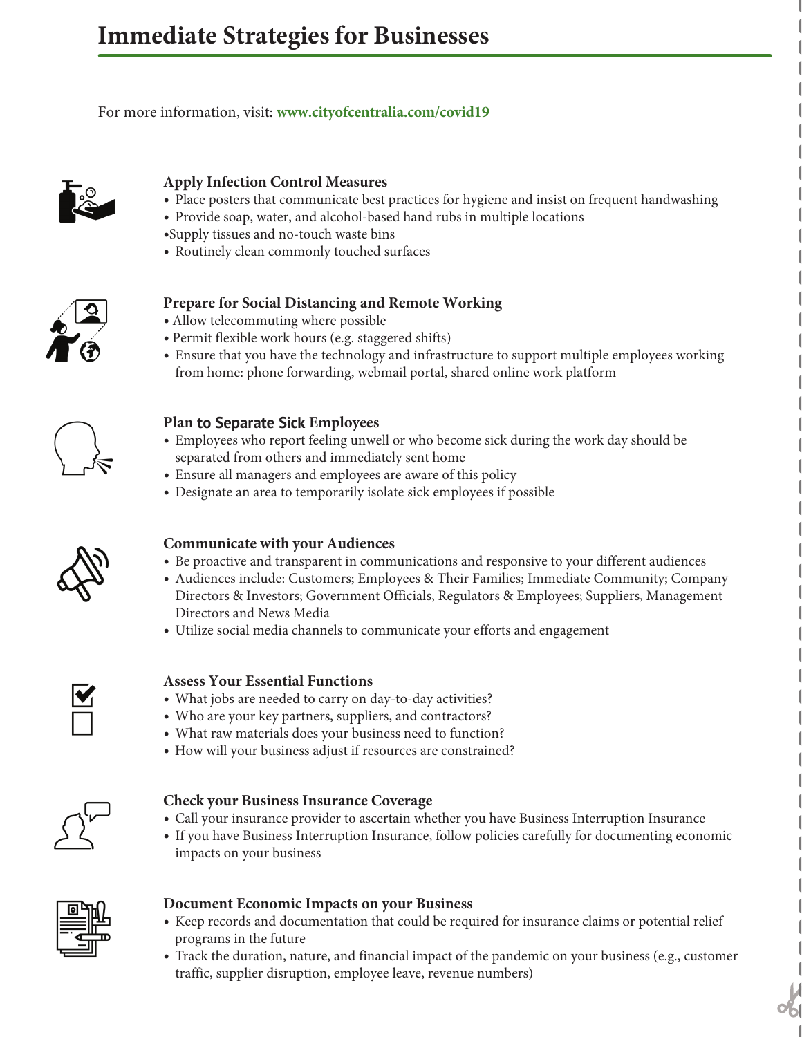# Immediate Strategies for Businesses

For more information, visit: **www.cityofcentralia.com/covid19**

### Apply Infection Control Measures

- Place posters that communicate best practices for hygiene and insist on frequent handwashing
- Provide soap, water, and alcohol-based hand rubs in multiple locations
- Supply tissues and no-touch waste bins
- Routinely clean commonly touched surfaces

### Prepare for Social Distancing and Remote Working

- Allow telecommuting where possible
- Permit flexible work hours (e.g. staggered shifts)
- Ensure that you have the technology and infrastructure to support multiple employees working from home: phone forwarding, webmail portal, shared online work platform

### Plan to Separate Sick Employees

- Employees who report feeling unwell or who become sick during the work day should be separated from others and immediately sent home
- Ensure all managers and employees are aware of this policy
- Designate an area to temporarily isolate sick employees if possible

### Communicate with your Audiences

- Be proactive and transparent in communications and responsive to your different audiences
- Audiences include: Customers; Employees & Their Families; Immediate Community; Company Directors & Investors; Government Officials, Regulators & Employees; Suppliers, Management Directors and News Media
- Utilize social media channels to communicate your efforts and engagement

### Assess Your Essential Functions

- What jobs are needed to carry on day-to-day activities?
- Who are your key partners, suppliers, and contractors?
- What raw materials does your business need to function?
- How will your business adjust if resources are constrained?

### Check your Business Insurance Coverage

- Call your insurance provider to ascertain whether you have Business Interruption Insurance
- If you have Business Interruption Insurance, follow policies carefully for documenting economic impacts on your business

### Document Economic Impacts on your Business

- Keep records and documentation that could be required for insurance claims or potential relief programs in the future
- Track the duration, nature, and financial impact of the pandemic on your business (e.g., customer traffic, supplier disruption, employee leave, revenue numbers)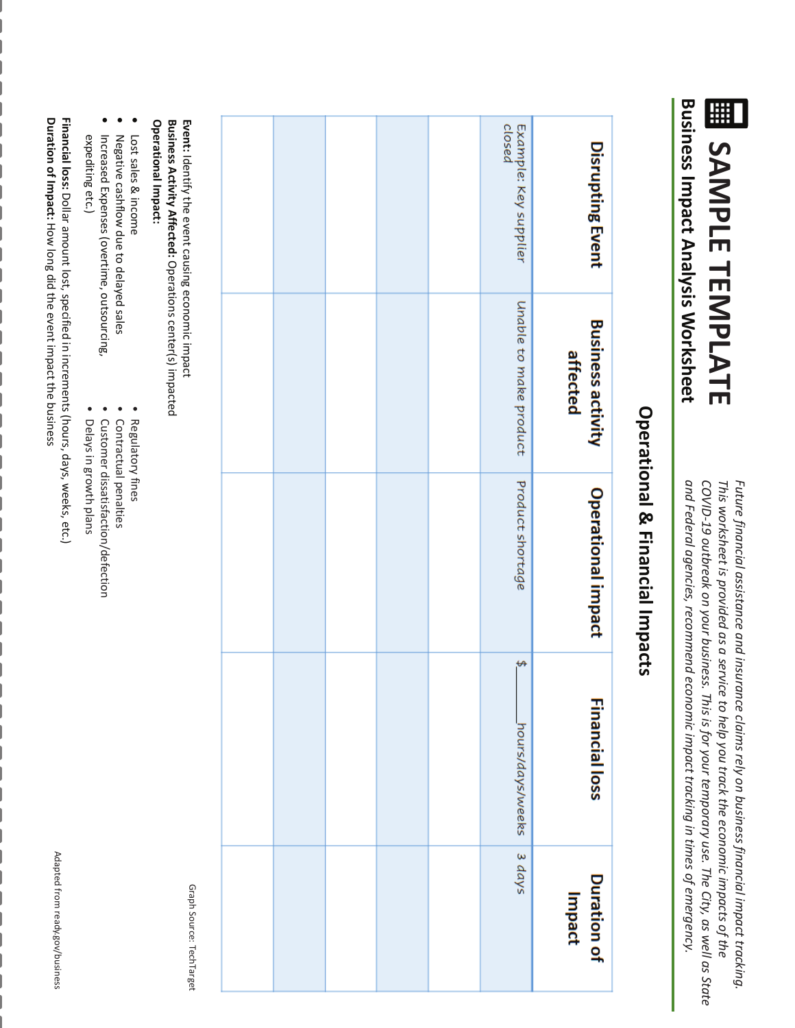# SAMPLE TEMPLATE

## Business Impact Analysis Worksheet

*Future financial assistance and insurance claims rely on business financial impact tracking. This worksheet is provided as a service to help you track the economic impacts of the COVID-19 outbreak on your business. This is for your temporary use. The City, as well as State and Federal agencies, recommend economic impact tracking in times of emergency.*

### Operational & Financial Impacts

| Disrupting Event | Business activity affected | Operational impact | Financial loss | Duration of Impact |
|---|---|---|---|---|
| Example: Key supplier closed | Unable to make product | Product shortage | $_______hours/days/weeks | 3 days |
| | | | | |
| | | | | |
| | | | | |
| | | | | |
| | | | | |
| | | | | |

**Event:** Identify the event causing economic impact

**Business Activity Affected:** Operations center(s) impacted

**Operational Impact:**

- Lost sales & income
- Negative cashflow due to delayed sales
- Increased Expenses (overtime, outsourcing, expediting etc.)
- Regulatory fines
- Contractual penalties
- Customer dissatisfaction/defection
- Delays in growth plans

**Financial loss:** Dollar amount lost, specified in increments (hours, days, weeks, etc.)

**Duration of Impact:** How long did the event impact the business

Graph Source: TechTarget

Adapted from ready.gov/business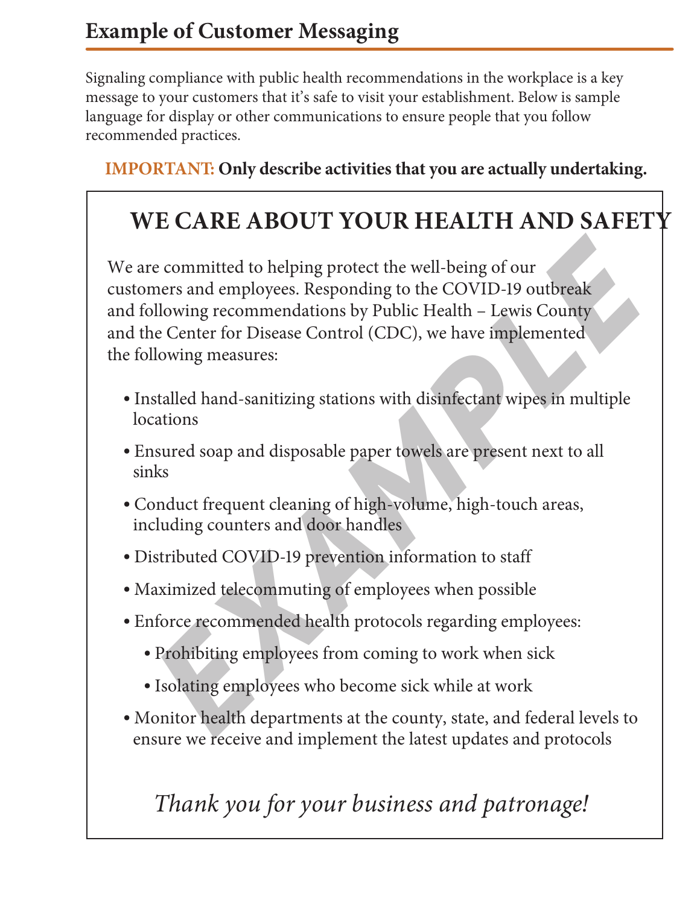## Example of Customer Messaging

Signaling compliance with public health recommendations in the workplace is a key message to your customers that it's safe to visit your establishment. Below is sample language for display or other communications to ensure people that you follow recommended practices.

**IMPORTANT: Only describe activities that you are actually undertaking.**

### WE CARE ABOUT YOUR HEALTH AND SAFETY

We are committed to helping protect the well-being of our customers and employees. Responding to the COVID-19 outbreak and following recommendations by Public Health – Lewis County and the Center for Disease Control (CDC), we have implemented the following measures:

- Installed hand-sanitizing stations with disinfectant wipes in multiple locations
- Ensured soap and disposable paper towels are present next to all sinks
- Conduct frequent cleaning of high-volume, high-touch areas, including counters and door handles
- Distributed COVID-19 prevention information to staff
- Maximized telecommuting of employees when possible
- Enforce recommended health protocols regarding employees:
  - Prohibiting employees from coming to work when sick
  - Isolating employees who become sick while at work
- Monitor health departments at the county, state, and federal levels to ensure we receive and implement the latest updates and protocols

*Thank you for your business and patronage!*

EXAMPLE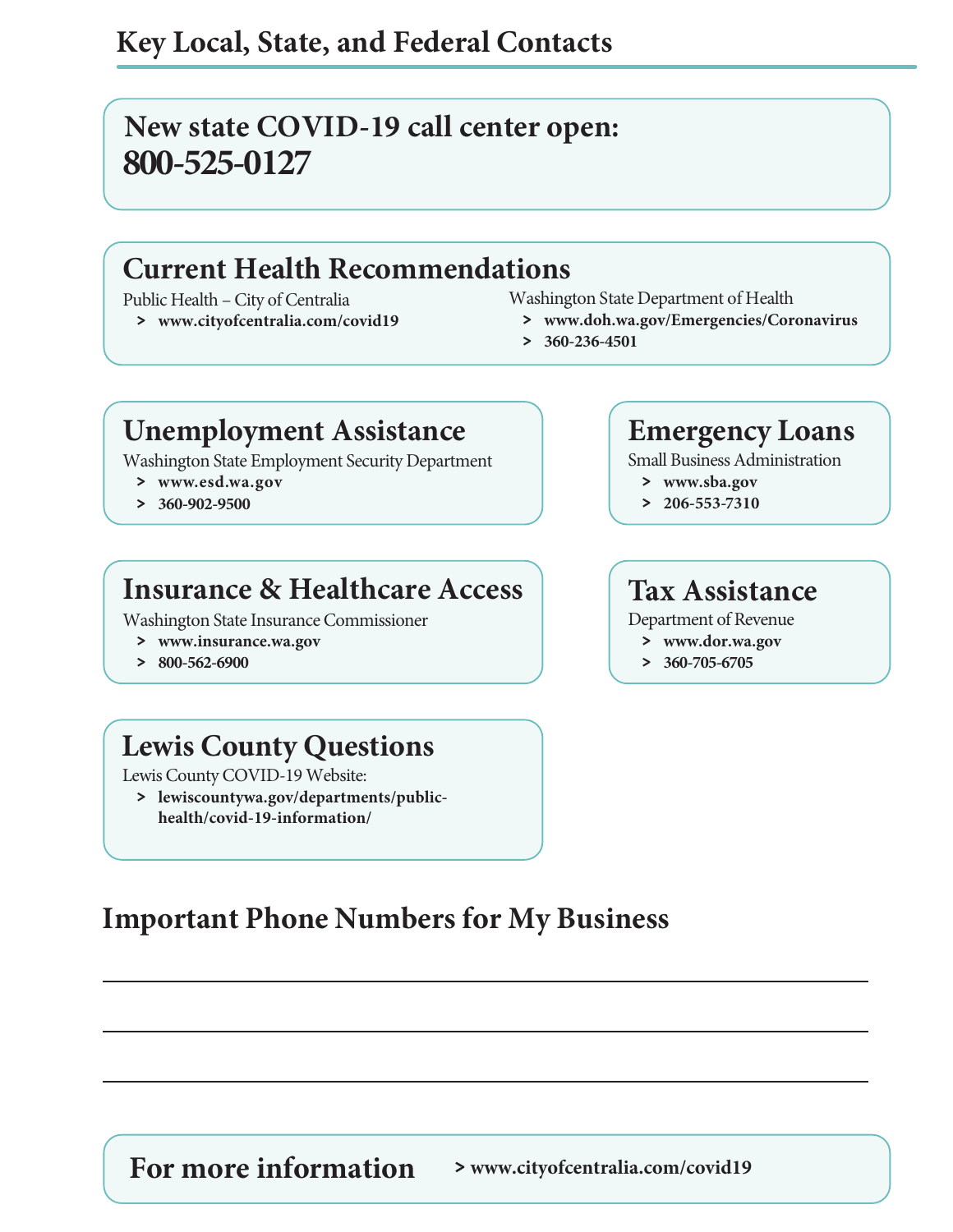## Key Local, State, and Federal Contacts

### New state COVID-19 call center open:
**800-525-0127**

### Current Health Recommendations

Public Health – City of Centralia
- **www.cityofcentralia.com/covid19**

Washington State Department of Health
- **www.doh.wa.gov/Emergencies/Coronavirus**
- **360-236-4501**

### Unemployment Assistance

Washington State Employment Security Department
- **www.esd.wa.gov**
- **360-902-9500**

### Emergency Loans

Small Business Administration
- **www.sba.gov**
- **206-553-7310**

### Insurance & Healthcare Access

Washington State Insurance Commissioner
- **www.insurance.wa.gov**
- **800-562-6900**

### Tax Assistance

Department of Revenue
- **www.dor.wa.gov**
- **360-705-6705**

### Lewis County Questions

Lewis County COVID-19 Website:
- **lewiscountywa.gov/departments/public-health/covid-19-information/**

## Important Phone Numbers for My Business

______________________________________________

______________________________________________

______________________________________________

### For more information
- **www.cityofcentralia.com/covid19**